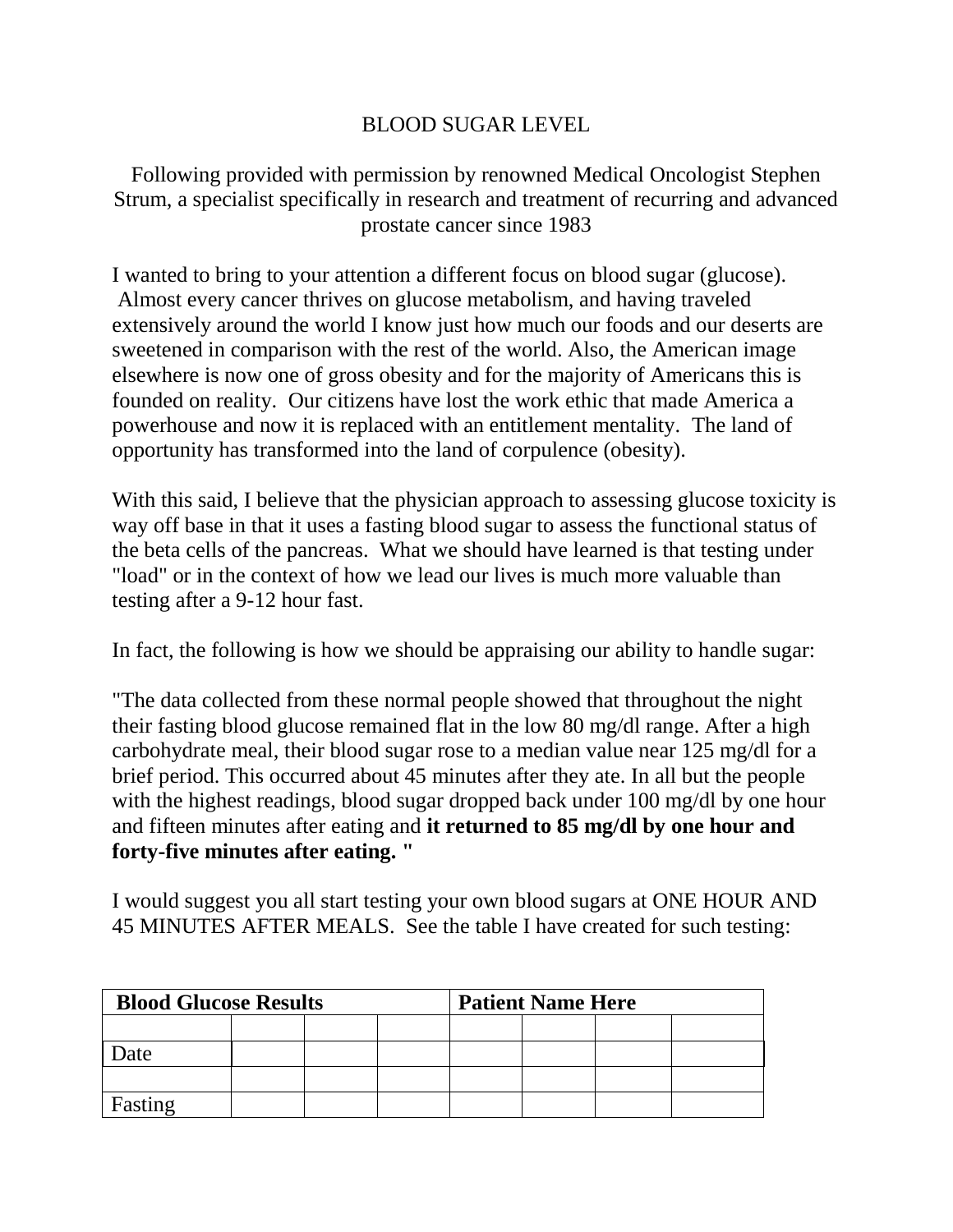# BLOOD SUGAR LEVEL

Following provided with permission by renowned Medical Oncologist Stephen Strum, a specialist specifically in research and treatment of recurring and advanced prostate cancer since 1983

I wanted to bring to your attention a different focus on blood sugar (glucose). Almost every cancer thrives on glucose metabolism, and having traveled extensively around the world I know just how much our foods and our deserts are sweetened in comparison with the rest of the world. Also, the American image elsewhere is now one of gross obesity and for the majority of Americans this is founded on reality. Our citizens have lost the work ethic that made America a powerhouse and now it is replaced with an entitlement mentality. The land of opportunity has transformed into the land of corpulence (obesity).

With this said, I believe that the physician approach to assessing glucose toxicity is way off base in that it uses a fasting blood sugar to assess the functional status of the beta cells of the pancreas. What we should have learned is that testing under "load" or in the context of how we lead our lives is much more valuable than testing after a 9-12 hour fast.

In fact, the following is how we should be appraising our ability to handle sugar:

"The data collected from these normal people showed that throughout the night their fasting blood glucose remained flat in the low 80 mg/dl range. After a high carbohydrate meal, their blood sugar rose to a median value near 125 mg/dl for a brief period. This occurred about 45 minutes after they ate. In all but the people with the highest readings, blood sugar dropped back under 100 mg/dl by one hour and fifteen minutes after eating and **it returned to 85 mg/dl by one hour and forty-five minutes after eating. "**

I would suggest you all start testing your own blood sugars at ONE HOUR AND 45 MINUTES AFTER MEALS. See the table I have created for such testing:

| **Blood Glucose Results** | | | | **Patient Name Here** | | | |
|---|---|---|---|---|---|---|---|
| | | | | | | | |
| Date | | | | | | | |
| | | | | | | | |
| Fasting | | | | | | | |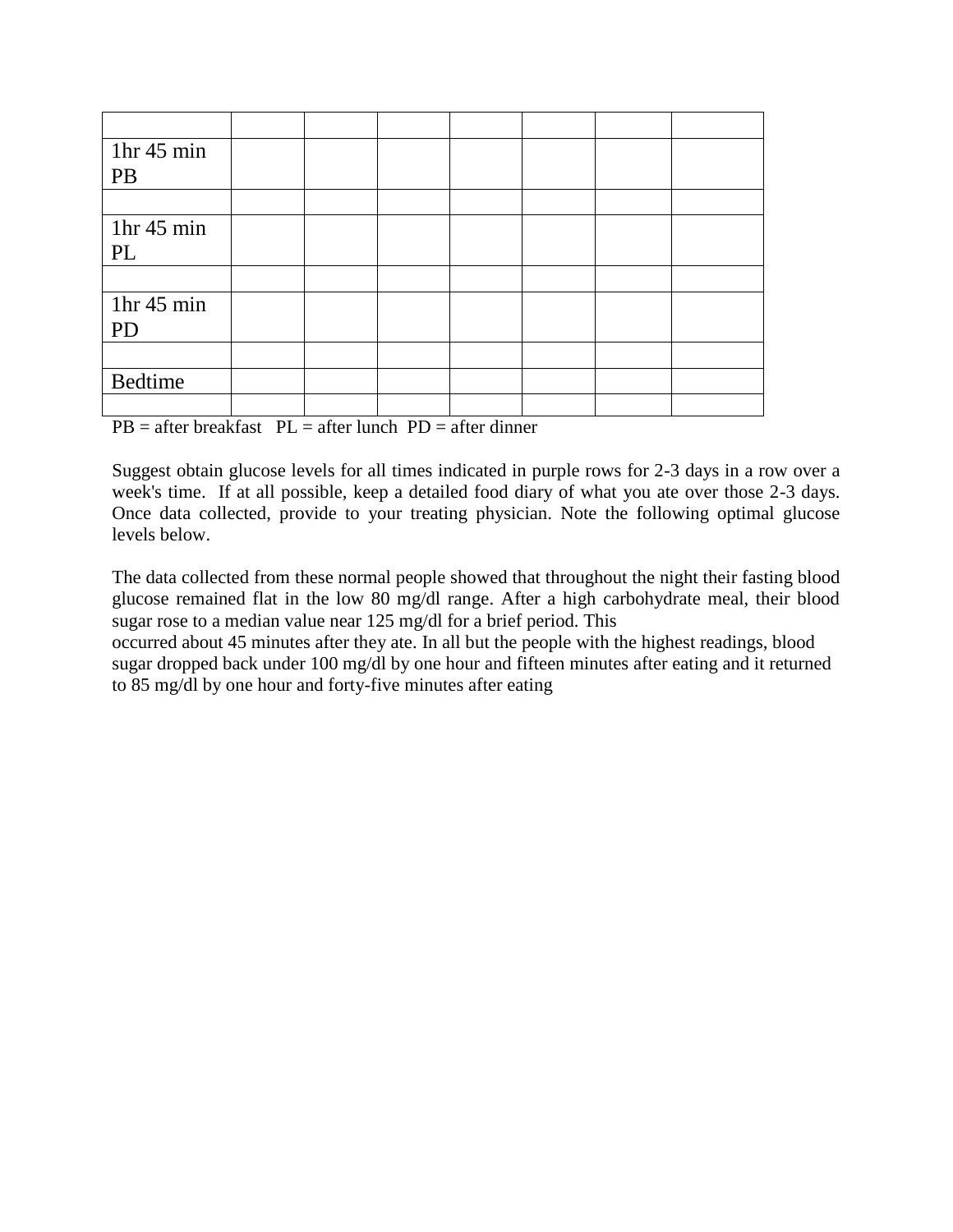| | | | | | | | |
|---|---|---|---|---|---|---|---|
| | | | | | | | |
| 1hr 45 min PB | | | | | | | |
| | | | | | | | |
| 1hr 45 min PL | | | | | | | |
| | | | | | | | |
| 1hr 45 min PD | | | | | | | |
| | | | | | | | |
| Bedtime | | | | | | | |
| | | | | | | | |

PB = after breakfast   PL = after lunch   PD = after dinner

Suggest obtain glucose levels for all times indicated in purple rows for 2-3 days in a row over a week's time. If at all possible, keep a detailed food diary of what you ate over those 2-3 days. Once data collected, provide to your treating physician. Note the following optimal glucose levels below.

The data collected from these normal people showed that throughout the night their fasting blood glucose remained flat in the low 80 mg/dl range. After a high carbohydrate meal, their blood sugar rose to a median value near 125 mg/dl for a brief period. This occurred about 45 minutes after they ate. In all but the people with the highest readings, blood sugar dropped back under 100 mg/dl by one hour and fifteen minutes after eating and it returned to 85 mg/dl by one hour and forty-five minutes after eating